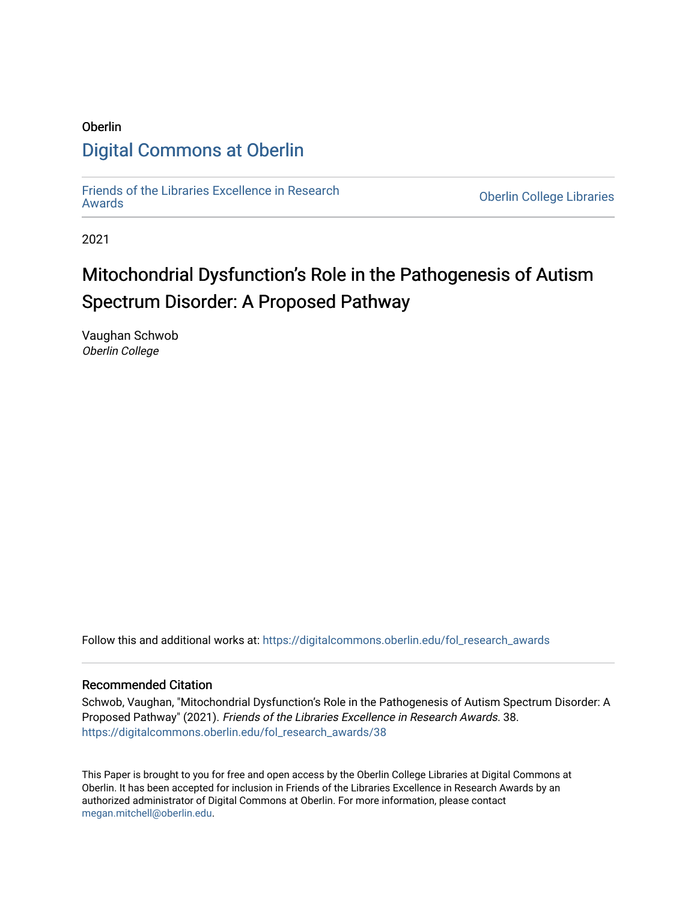Oberlin

# Digital Commons at Oberlin

Friends of the Libraries Excellence in Research Awards

Oberlin College Libraries

2021

# Mitochondrial Dysfunction's Role in the Pathogenesis of Autism Spectrum Disorder: A Proposed Pathway

Vaughan Schwob
*Oberlin College*

Follow this and additional works at: https://digitalcommons.oberlin.edu/fol_research_awards

### Recommended Citation

Schwob, Vaughan, "Mitochondrial Dysfunction's Role in the Pathogenesis of Autism Spectrum Disorder: A Proposed Pathway" (2021). *Friends of the Libraries Excellence in Research Awards*. 38.
https://digitalcommons.oberlin.edu/fol_research_awards/38

This Paper is brought to you for free and open access by the Oberlin College Libraries at Digital Commons at Oberlin. It has been accepted for inclusion in Friends of the Libraries Excellence in Research Awards by an authorized administrator of Digital Commons at Oberlin. For more information, please contact megan.mitchell@oberlin.edu.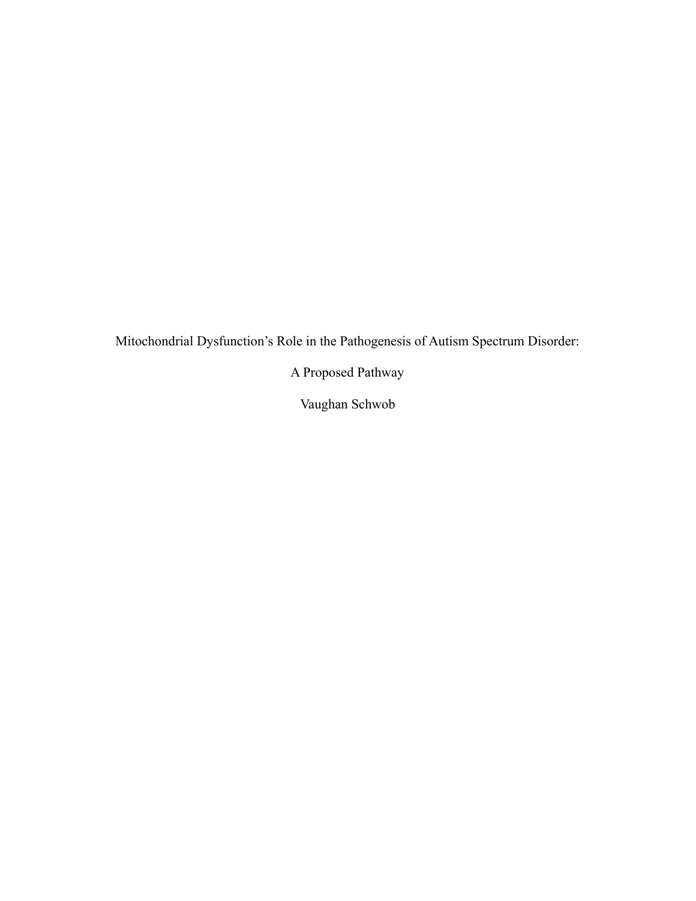# Mitochondrial Dysfunction's Role in the Pathogenesis of Autism Spectrum Disorder:

## A Proposed Pathway

Vaughan Schwob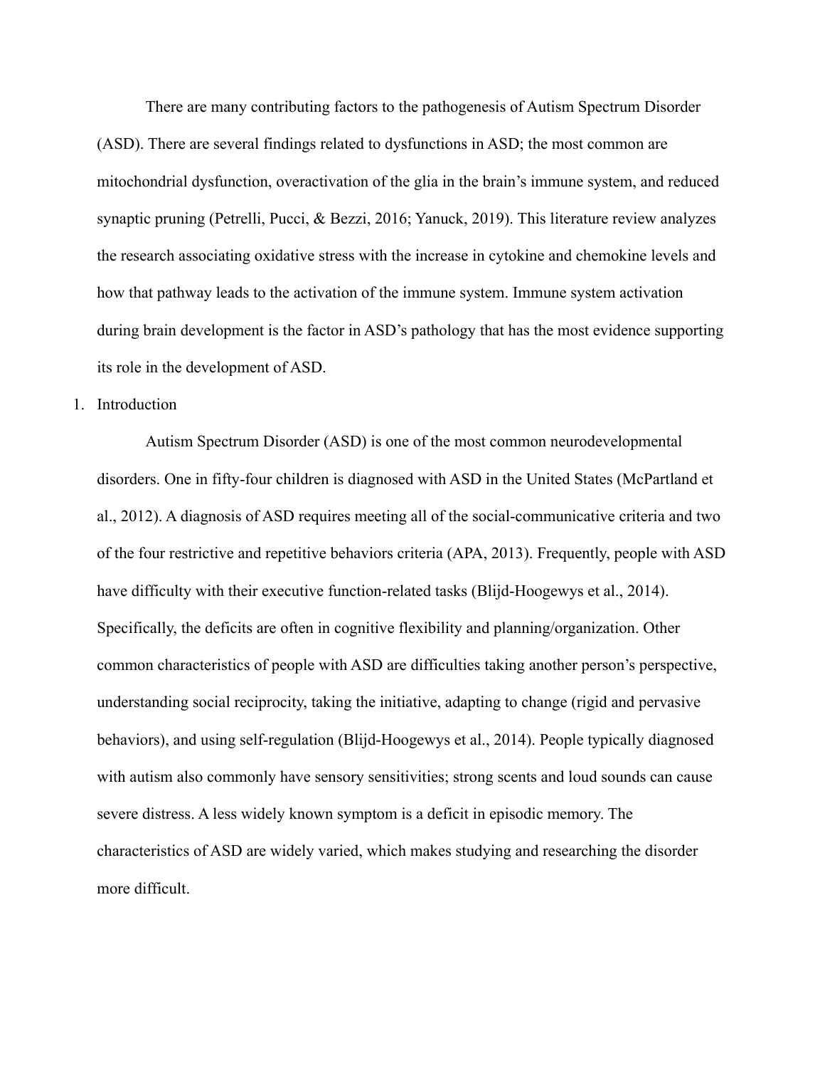There are many contributing factors to the pathogenesis of Autism Spectrum Disorder (ASD). There are several findings related to dysfunctions in ASD; the most common are mitochondrial dysfunction, overactivation of the glia in the brain's immune system, and reduced synaptic pruning (Petrelli, Pucci, & Bezzi, 2016; Yanuck, 2019). This literature review analyzes the research associating oxidative stress with the increase in cytokine and chemokine levels and how that pathway leads to the activation of the immune system. Immune system activation during brain development is the factor in ASD's pathology that has the most evidence supporting its role in the development of ASD.

1. Introduction

Autism Spectrum Disorder (ASD) is one of the most common neurodevelopmental disorders. One in fifty-four children is diagnosed with ASD in the United States (McPartland et al., 2012). A diagnosis of ASD requires meeting all of the social-communicative criteria and two of the four restrictive and repetitive behaviors criteria (APA, 2013). Frequently, people with ASD have difficulty with their executive function-related tasks (Blijd-Hoogewys et al., 2014). Specifically, the deficits are often in cognitive flexibility and planning/organization. Other common characteristics of people with ASD are difficulties taking another person's perspective, understanding social reciprocity, taking the initiative, adapting to change (rigid and pervasive behaviors), and using self-regulation (Blijd-Hoogewys et al., 2014). People typically diagnosed with autism also commonly have sensory sensitivities; strong scents and loud sounds can cause severe distress. A less widely known symptom is a deficit in episodic memory. The characteristics of ASD are widely varied, which makes studying and researching the disorder more difficult.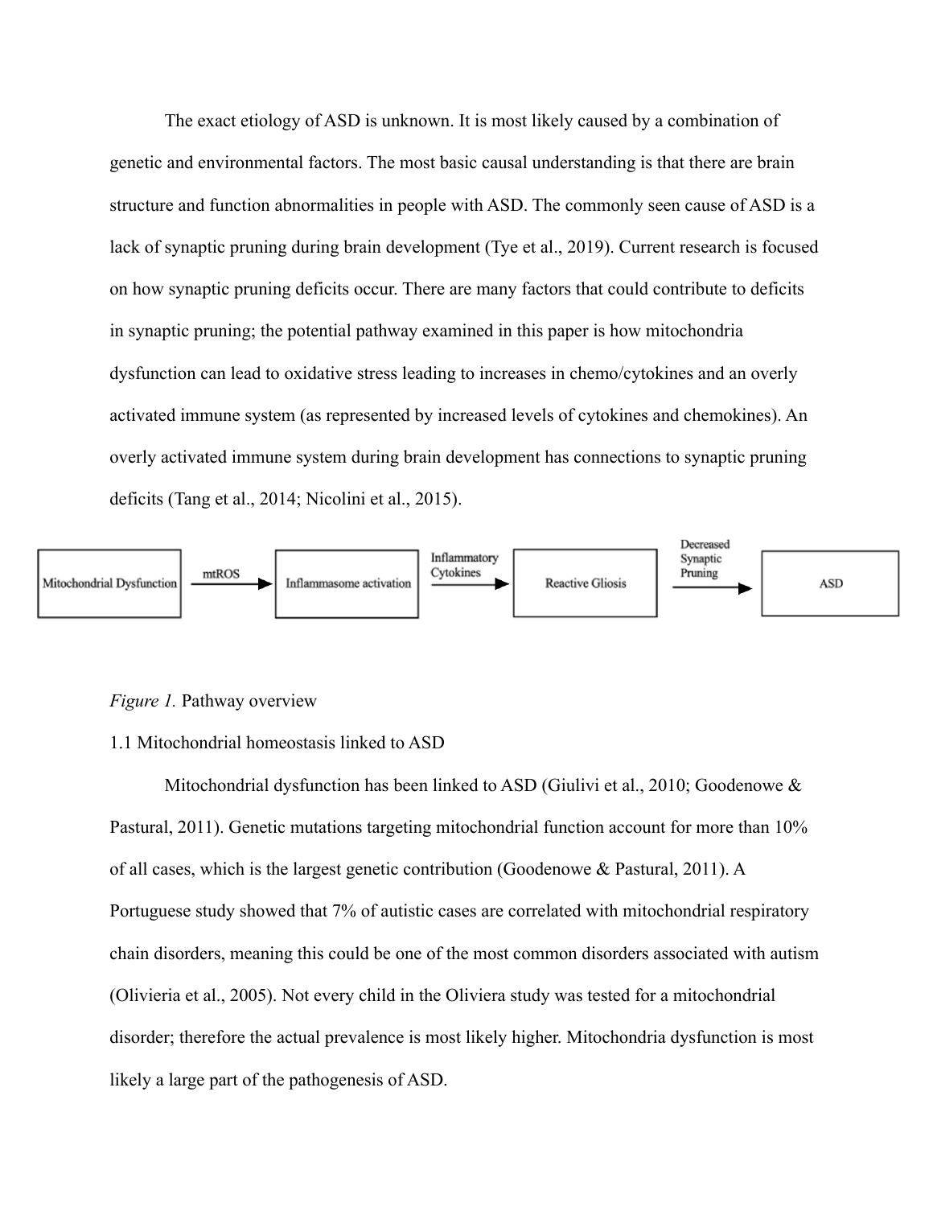The exact etiology of ASD is unknown. It is most likely caused by a combination of genetic and environmental factors. The most basic causal understanding is that there are brain structure and function abnormalities in people with ASD. The commonly seen cause of ASD is a lack of synaptic pruning during brain development (Tye et al., 2019). Current research is focused on how synaptic pruning deficits occur. There are many factors that could contribute to deficits in synaptic pruning; the potential pathway examined in this paper is how mitochondria dysfunction can lead to oxidative stress leading to increases in chemo/cytokines and an overly activated immune system (as represented by increased levels of cytokines and chemokines). An overly activated immune system during brain development has connections to synaptic pruning deficits (Tang et al., 2014; Nicolini et al., 2015).

Mitochondrial Dysfunction → (mtROS) → Inflammasome activation → (Inflammatory Cytokines) → Reactive Gliosis → (Decreased Synaptic Pruning) → ASD

*Figure 1.* Pathway overview

1.1 Mitochondrial homeostasis linked to ASD

Mitochondrial dysfunction has been linked to ASD (Giulivi et al., 2010; Goodenowe & Pastural, 2011). Genetic mutations targeting mitochondrial function account for more than 10% of all cases, which is the largest genetic contribution (Goodenowe & Pastural, 2011). A Portuguese study showed that 7% of autistic cases are correlated with mitochondrial respiratory chain disorders, meaning this could be one of the most common disorders associated with autism (Olivieria et al., 2005). Not every child in the Oliviera study was tested for a mitochondrial disorder; therefore the actual prevalence is most likely higher. Mitochondria dysfunction is most likely a large part of the pathogenesis of ASD.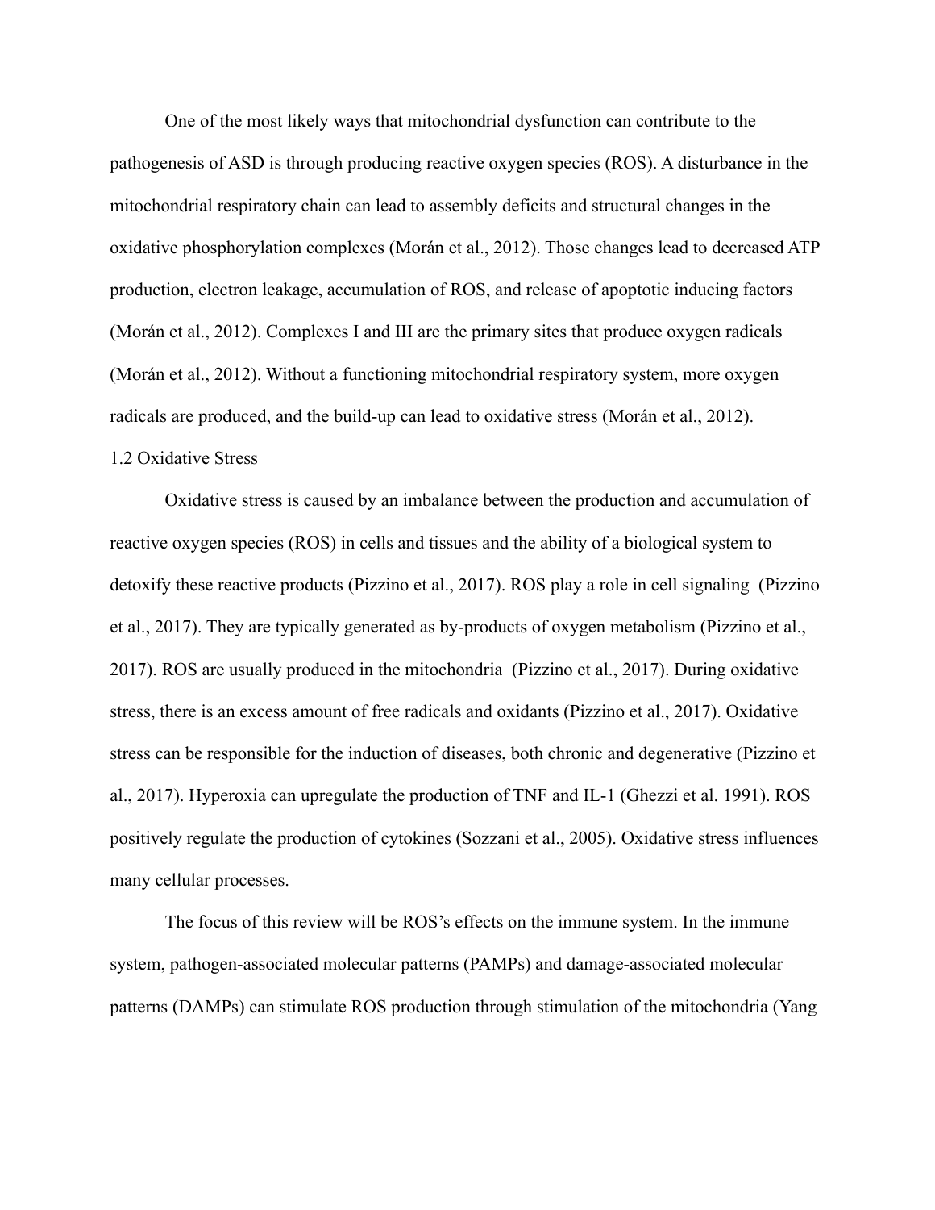One of the most likely ways that mitochondrial dysfunction can contribute to the pathogenesis of ASD is through producing reactive oxygen species (ROS). A disturbance in the mitochondrial respiratory chain can lead to assembly deficits and structural changes in the oxidative phosphorylation complexes (Morán et al., 2012). Those changes lead to decreased ATP production, electron leakage, accumulation of ROS, and release of apoptotic inducing factors (Morán et al., 2012). Complexes I and III are the primary sites that produce oxygen radicals (Morán et al., 2012). Without a functioning mitochondrial respiratory system, more oxygen radicals are produced, and the build-up can lead to oxidative stress (Morán et al., 2012).

## 1.2 Oxidative Stress

Oxidative stress is caused by an imbalance between the production and accumulation of reactive oxygen species (ROS) in cells and tissues and the ability of a biological system to detoxify these reactive products (Pizzino et al., 2017). ROS play a role in cell signaling (Pizzino et al., 2017). They are typically generated as by-products of oxygen metabolism (Pizzino et al., 2017). ROS are usually produced in the mitochondria (Pizzino et al., 2017). During oxidative stress, there is an excess amount of free radicals and oxidants (Pizzino et al., 2017). Oxidative stress can be responsible for the induction of diseases, both chronic and degenerative (Pizzino et al., 2017). Hyperoxia can upregulate the production of TNF and IL-1 (Ghezzi et al. 1991). ROS positively regulate the production of cytokines (Sozzani et al., 2005). Oxidative stress influences many cellular processes.

The focus of this review will be ROS's effects on the immune system. In the immune system, pathogen-associated molecular patterns (PAMPs) and damage-associated molecular patterns (DAMPs) can stimulate ROS production through stimulation of the mitochondria (Yang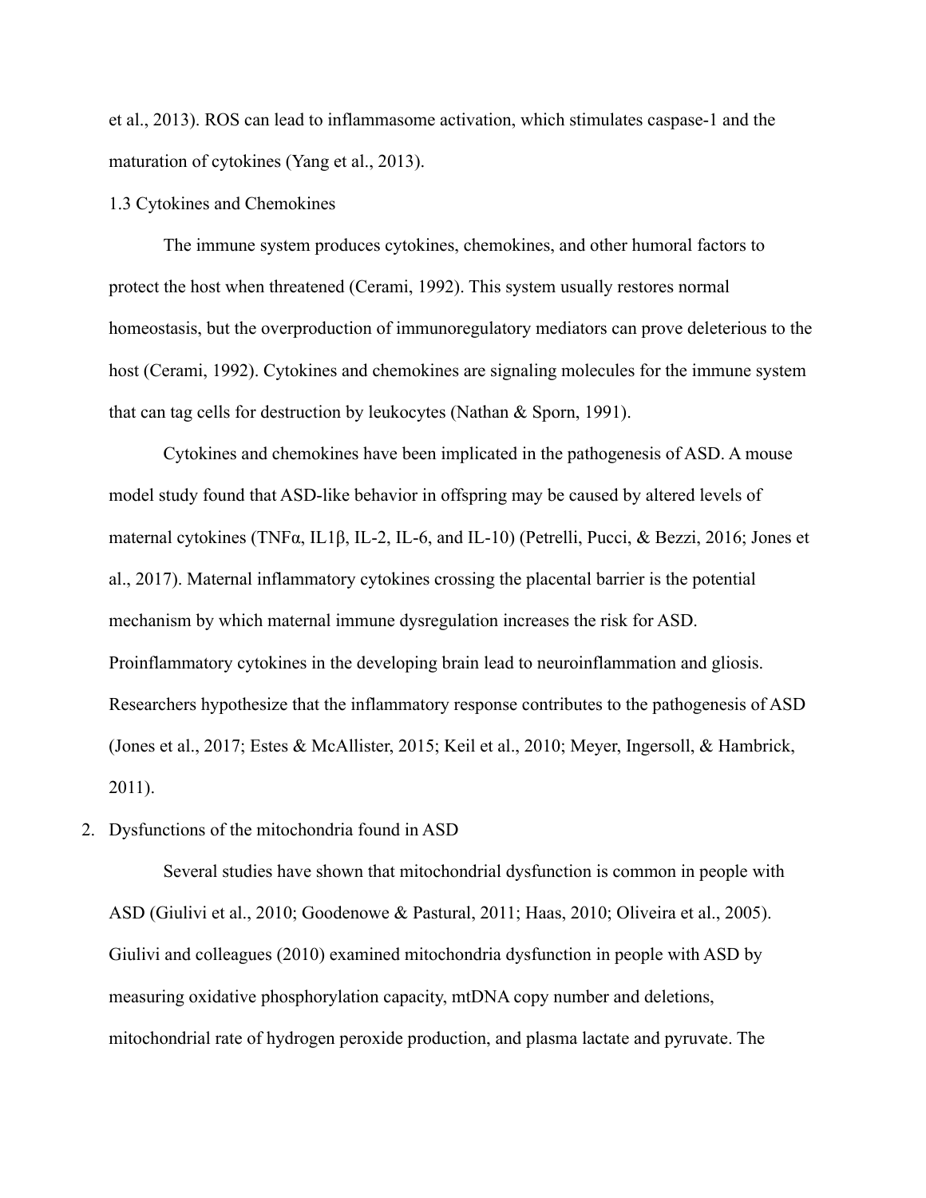et al., 2013). ROS can lead to inflammasome activation, which stimulates caspase-1 and the maturation of cytokines (Yang et al., 2013).

### 1.3 Cytokines and Chemokines

The immune system produces cytokines, chemokines, and other humoral factors to protect the host when threatened (Cerami, 1992). This system usually restores normal homeostasis, but the overproduction of immunoregulatory mediators can prove deleterious to the host (Cerami, 1992). Cytokines and chemokines are signaling molecules for the immune system that can tag cells for destruction by leukocytes (Nathan & Sporn, 1991).

Cytokines and chemokines have been implicated in the pathogenesis of ASD. A mouse model study found that ASD-like behavior in offspring may be caused by altered levels of maternal cytokines (TNFα, IL1β, IL-2, IL-6, and IL-10) (Petrelli, Pucci, & Bezzi, 2016; Jones et al., 2017). Maternal inflammatory cytokines crossing the placental barrier is the potential mechanism by which maternal immune dysregulation increases the risk for ASD. Proinflammatory cytokines in the developing brain lead to neuroinflammation and gliosis. Researchers hypothesize that the inflammatory response contributes to the pathogenesis of ASD (Jones et al., 2017; Estes & McAllister, 2015; Keil et al., 2010; Meyer, Ingersoll, & Hambrick, 2011).

## 2. Dysfunctions of the mitochondria found in ASD

Several studies have shown that mitochondrial dysfunction is common in people with ASD (Giulivi et al., 2010; Goodenowe & Pastural, 2011; Haas, 2010; Oliveira et al., 2005). Giulivi and colleagues (2010) examined mitochondria dysfunction in people with ASD by measuring oxidative phosphorylation capacity, mtDNA copy number and deletions, mitochondrial rate of hydrogen peroxide production, and plasma lactate and pyruvate. The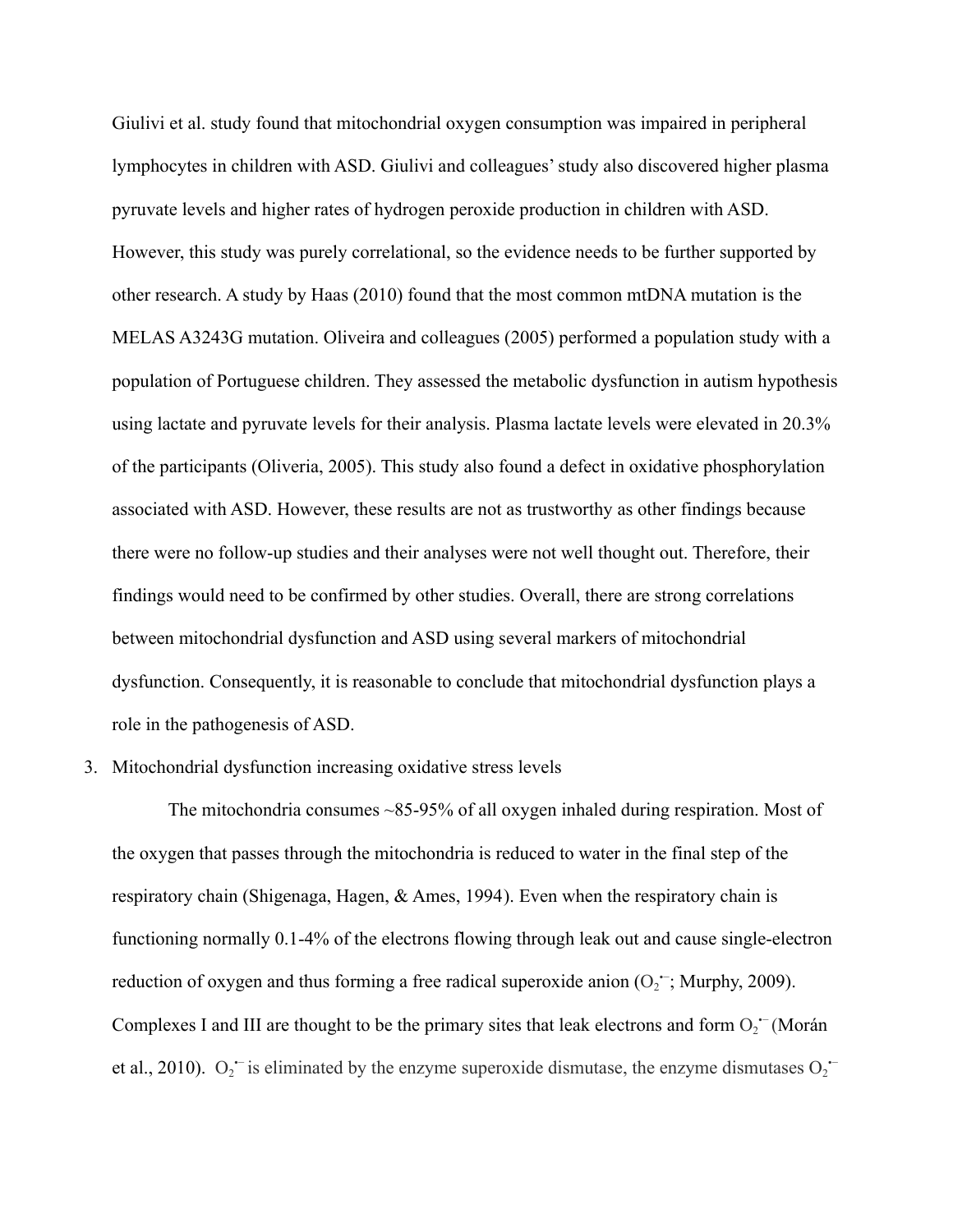Giulivi et al. study found that mitochondrial oxygen consumption was impaired in peripheral lymphocytes in children with ASD. Giulivi and colleagues' study also discovered higher plasma pyruvate levels and higher rates of hydrogen peroxide production in children with ASD. However, this study was purely correlational, so the evidence needs to be further supported by other research. A study by Haas (2010) found that the most common mtDNA mutation is the MELAS A3243G mutation. Oliveira and colleagues (2005) performed a population study with a population of Portuguese children. They assessed the metabolic dysfunction in autism hypothesis using lactate and pyruvate levels for their analysis. Plasma lactate levels were elevated in 20.3% of the participants (Oliveria, 2005). This study also found a defect in oxidative phosphorylation associated with ASD. However, these results are not as trustworthy as other findings because there were no follow-up studies and their analyses were not well thought out. Therefore, their findings would need to be confirmed by other studies. Overall, there are strong correlations between mitochondrial dysfunction and ASD using several markers of mitochondrial dysfunction. Consequently, it is reasonable to conclude that mitochondrial dysfunction plays a role in the pathogenesis of ASD.

3. Mitochondrial dysfunction increasing oxidative stress levels

The mitochondria consumes ~85-95% of all oxygen inhaled during respiration. Most of the oxygen that passes through the mitochondria is reduced to water in the final step of the respiratory chain (Shigenaga, Hagen, & Ames, 1994). Even when the respiratory chain is functioning normally 0.1-4% of the electrons flowing through leak out and cause single-electron reduction of oxygen and thus forming a free radical superoxide anion ($O_2^{\bullet-}$; Murphy, 2009). Complexes I and III are thought to be the primary sites that leak electrons and form $O_2^{\bullet-}$ (Morán et al., 2010). $O_2^{\bullet-}$ is eliminated by the enzyme superoxide dismutase, the enzyme dismutases $O_2^{\bullet-}$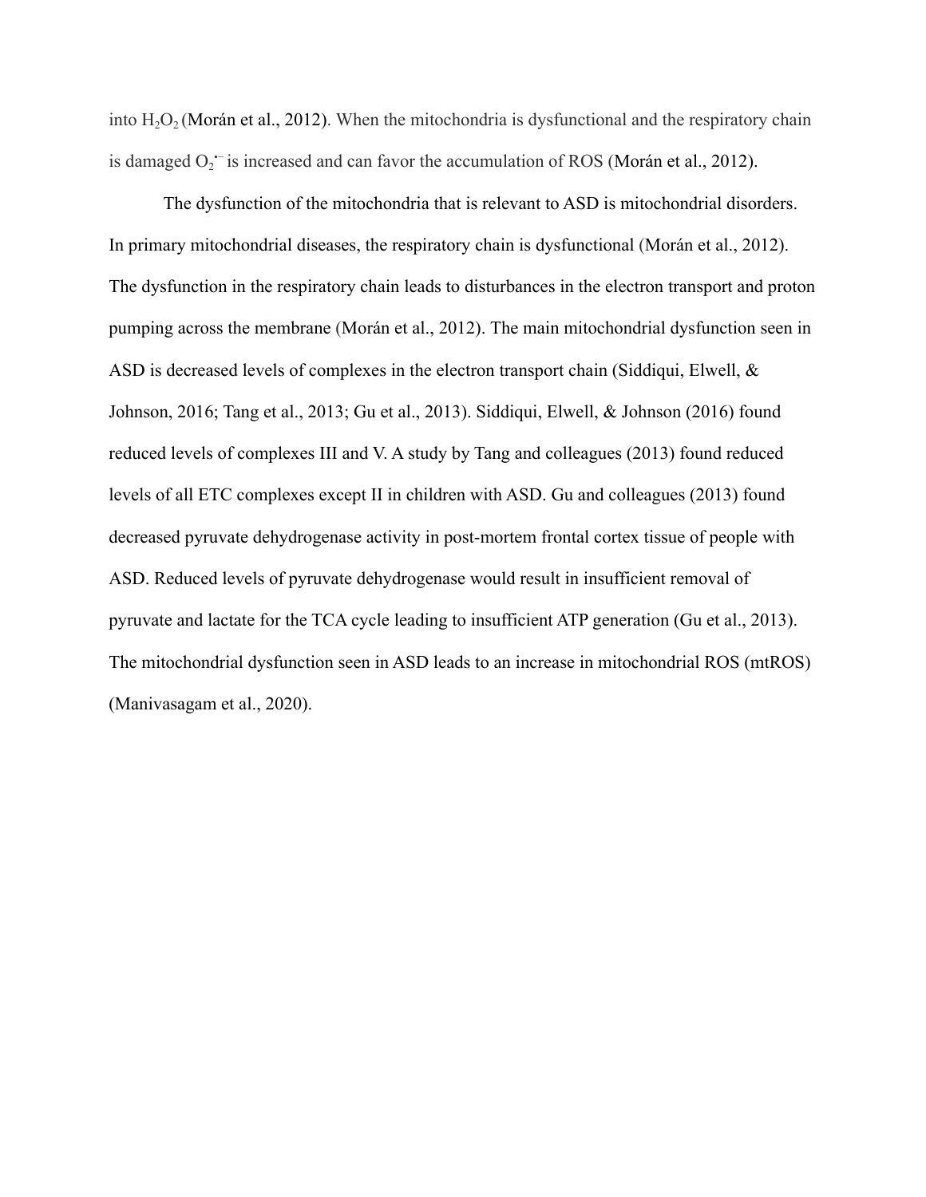into $H_2O_2$ (Morán et al., 2012). When the mitochondria is dysfunctional and the respiratory chain is damaged $O_2^{\bullet-}$ is increased and can favor the accumulation of ROS (Morán et al., 2012).

The dysfunction of the mitochondria that is relevant to ASD is mitochondrial disorders. In primary mitochondrial diseases, the respiratory chain is dysfunctional (Morán et al., 2012). The dysfunction in the respiratory chain leads to disturbances in the electron transport and proton pumping across the membrane (Morán et al., 2012). The main mitochondrial dysfunction seen in ASD is decreased levels of complexes in the electron transport chain (Siddiqui, Elwell, & Johnson, 2016; Tang et al., 2013; Gu et al., 2013). Siddiqui, Elwell, & Johnson (2016) found reduced levels of complexes III and V. A study by Tang and colleagues (2013) found reduced levels of all ETC complexes except II in children with ASD. Gu and colleagues (2013) found decreased pyruvate dehydrogenase activity in post-mortem frontal cortex tissue of people with ASD. Reduced levels of pyruvate dehydrogenase would result in insufficient removal of pyruvate and lactate for the TCA cycle leading to insufficient ATP generation (Gu et al., 2013). The mitochondrial dysfunction seen in ASD leads to an increase in mitochondrial ROS (mtROS) (Manivasagam et al., 2020).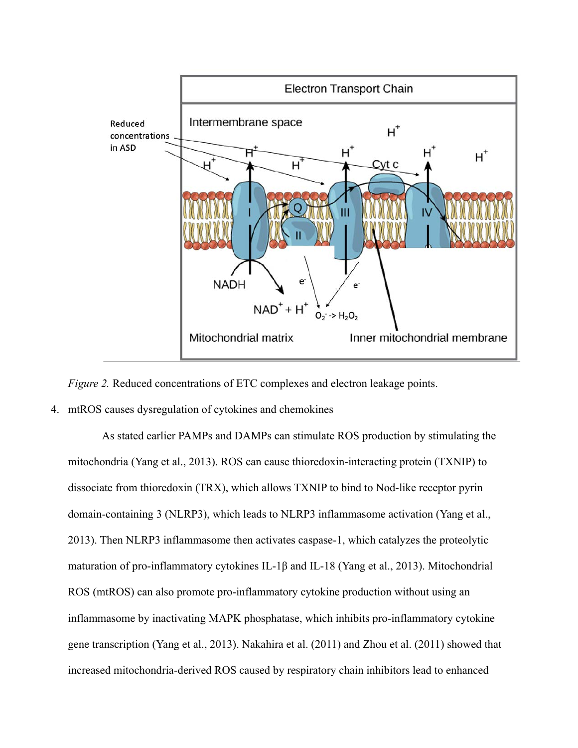*Figure 2.* Reduced concentrations of ETC complexes and electron leakage points.

4. mtROS causes dysregulation of cytokines and chemokines

As stated earlier PAMPs and DAMPs can stimulate ROS production by stimulating the mitochondria (Yang et al., 2013). ROS can cause thioredoxin-interacting protein (TXNIP) to dissociate from thioredoxin (TRX), which allows TXNIP to bind to Nod-like receptor pyrin domain-containing 3 (NLRP3), which leads to NLRP3 inflammasome activation (Yang et al., 2013). Then NLRP3 inflammasome then activates caspase-1, which catalyzes the proteolytic maturation of pro-inflammatory cytokines IL-1β and IL-18 (Yang et al., 2013). Mitochondrial ROS (mtROS) can also promote pro-inflammatory cytokine production without using an inflammasome by inactivating MAPK phosphatase, which inhibits pro-inflammatory cytokine gene transcription (Yang et al., 2013). Nakahira et al. (2011) and Zhou et al. (2011) showed that increased mitochondria-derived ROS caused by respiratory chain inhibitors lead to enhanced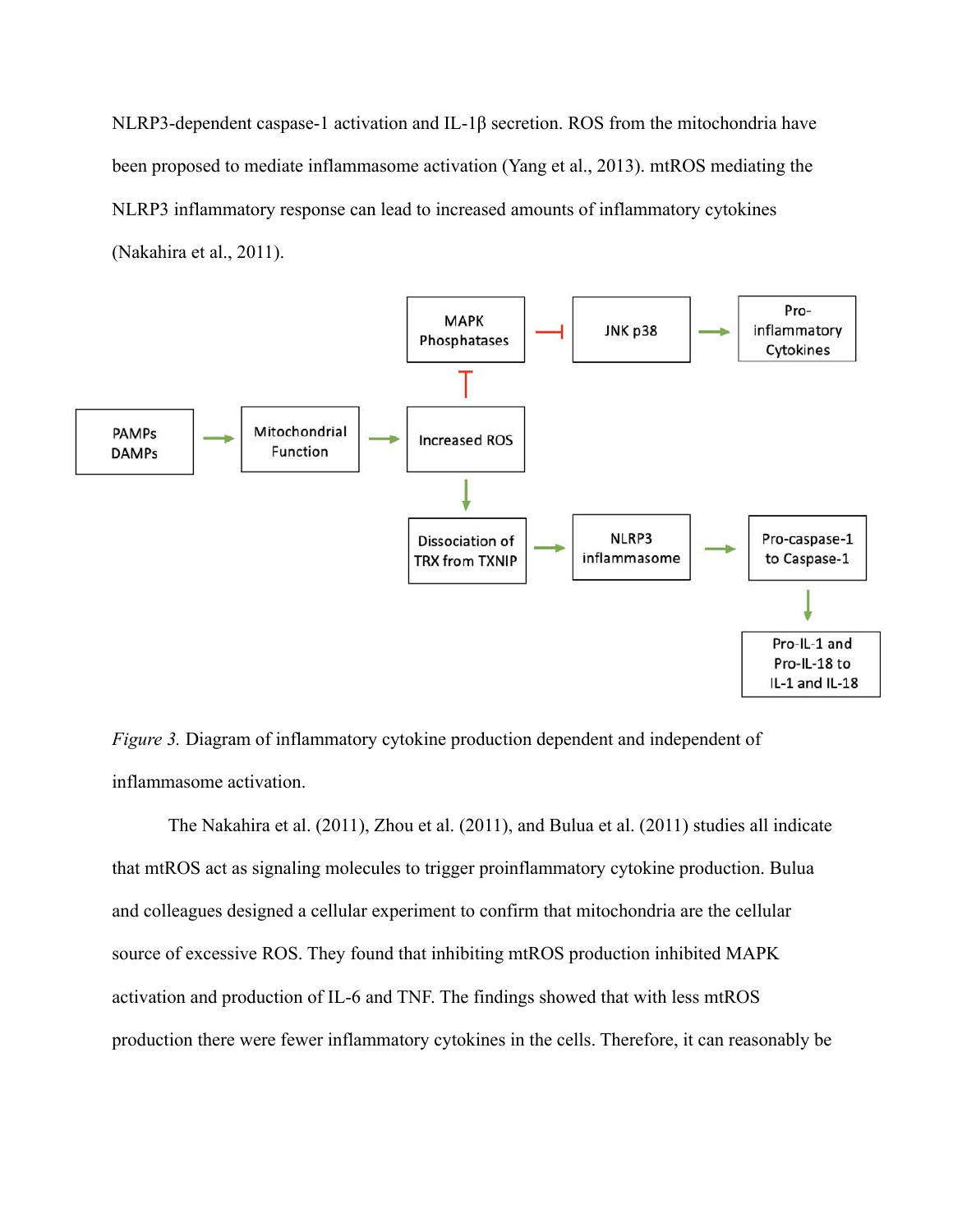NLRP3-dependent caspase-1 activation and IL-1β secretion. ROS from the mitochondria have been proposed to mediate inflammasome activation (Yang et al., 2013). mtROS mediating the NLRP3 inflammatory response can lead to increased amounts of inflammatory cytokines (Nakahira et al., 2011).

*Figure 3.* Diagram of inflammatory cytokine production dependent and independent of inflammasome activation.

The Nakahira et al. (2011), Zhou et al. (2011), and Bulua et al. (2011) studies all indicate that mtROS act as signaling molecules to trigger proinflammatory cytokine production. Bulua and colleagues designed a cellular experiment to confirm that mitochondria are the cellular source of excessive ROS. They found that inhibiting mtROS production inhibited MAPK activation and production of IL-6 and TNF. The findings showed that with less mtROS production there were fewer inflammatory cytokines in the cells. Therefore, it can reasonably be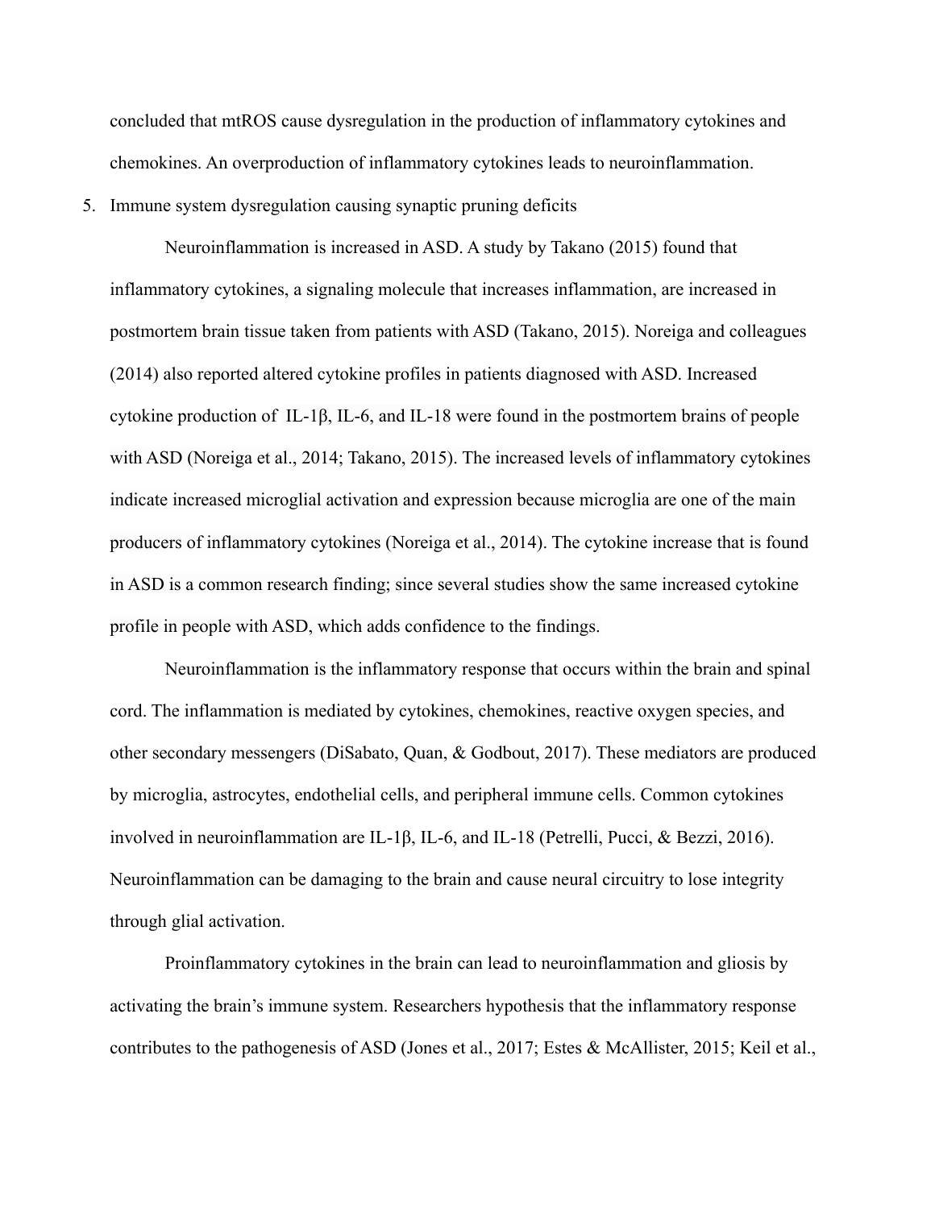concluded that mtROS cause dysregulation in the production of inflammatory cytokines and chemokines. An overproduction of inflammatory cytokines leads to neuroinflammation.

5. Immune system dysregulation causing synaptic pruning deficits

Neuroinflammation is increased in ASD. A study by Takano (2015) found that inflammatory cytokines, a signaling molecule that increases inflammation, are increased in postmortem brain tissue taken from patients with ASD (Takano, 2015). Noreiga and colleagues (2014) also reported altered cytokine profiles in patients diagnosed with ASD. Increased cytokine production of IL-1β, IL-6, and IL-18 were found in the postmortem brains of people with ASD (Noreiga et al., 2014; Takano, 2015). The increased levels of inflammatory cytokines indicate increased microglial activation and expression because microglia are one of the main producers of inflammatory cytokines (Noreiga et al., 2014). The cytokine increase that is found in ASD is a common research finding; since several studies show the same increased cytokine profile in people with ASD, which adds confidence to the findings.

Neuroinflammation is the inflammatory response that occurs within the brain and spinal cord. The inflammation is mediated by cytokines, chemokines, reactive oxygen species, and other secondary messengers (DiSabato, Quan, & Godbout, 2017). These mediators are produced by microglia, astrocytes, endothelial cells, and peripheral immune cells. Common cytokines involved in neuroinflammation are IL-1β, IL-6, and IL-18 (Petrelli, Pucci, & Bezzi, 2016). Neuroinflammation can be damaging to the brain and cause neural circuitry to lose integrity through glial activation.

Proinflammatory cytokines in the brain can lead to neuroinflammation and gliosis by activating the brain's immune system. Researchers hypothesis that the inflammatory response contributes to the pathogenesis of ASD (Jones et al., 2017; Estes & McAllister, 2015; Keil et al.,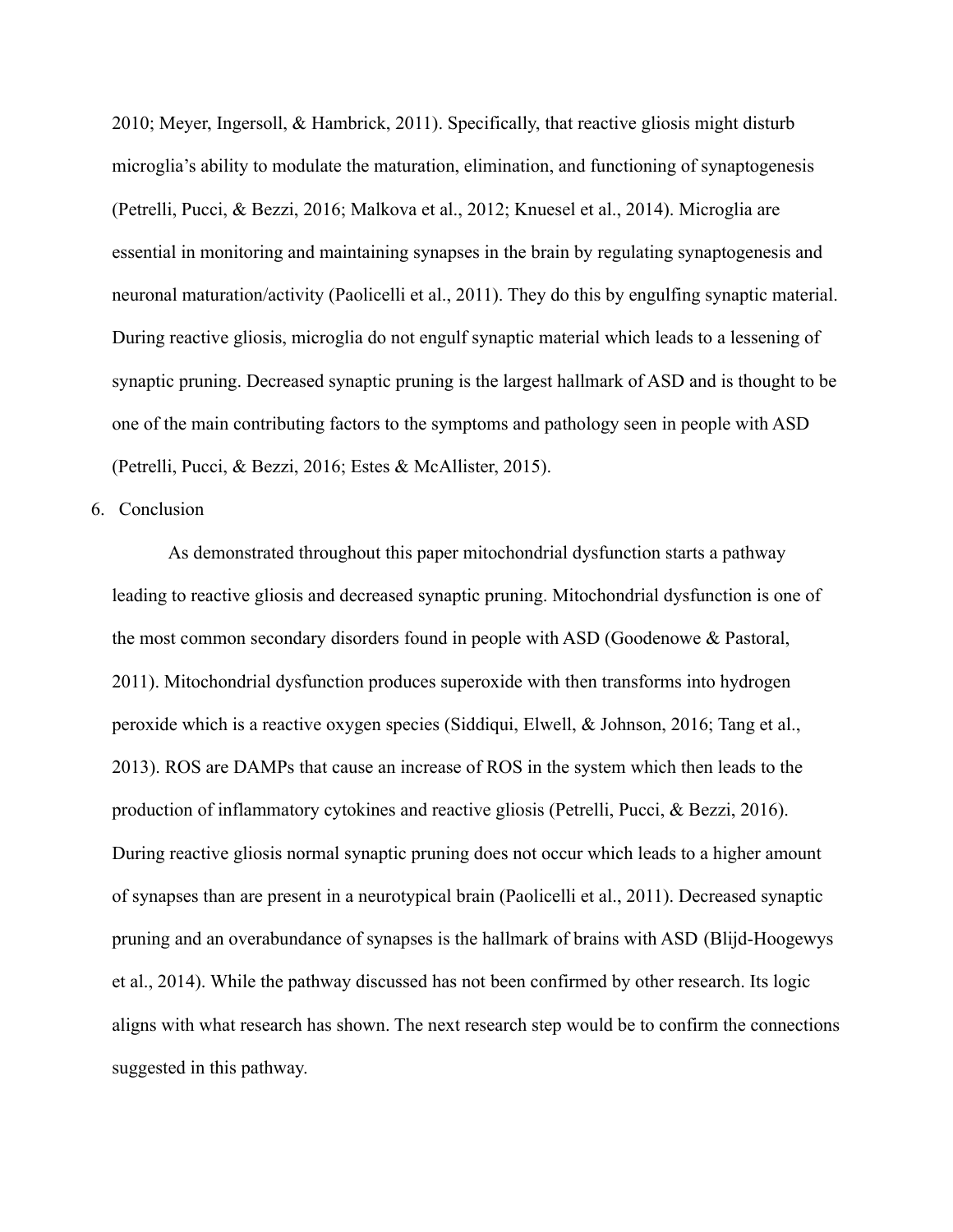2010; Meyer, Ingersoll, & Hambrick, 2011). Specifically, that reactive gliosis might disturb microglia's ability to modulate the maturation, elimination, and functioning of synaptogenesis (Petrelli, Pucci, & Bezzi, 2016; Malkova et al., 2012; Knuesel et al., 2014). Microglia are essential in monitoring and maintaining synapses in the brain by regulating synaptogenesis and neuronal maturation/activity (Paolicelli et al., 2011). They do this by engulfing synaptic material. During reactive gliosis, microglia do not engulf synaptic material which leads to a lessening of synaptic pruning. Decreased synaptic pruning is the largest hallmark of ASD and is thought to be one of the main contributing factors to the symptoms and pathology seen in people with ASD (Petrelli, Pucci, & Bezzi, 2016; Estes & McAllister, 2015).

## 6. Conclusion

As demonstrated throughout this paper mitochondrial dysfunction starts a pathway leading to reactive gliosis and decreased synaptic pruning. Mitochondrial dysfunction is one of the most common secondary disorders found in people with ASD (Goodenowe & Pastoral, 2011). Mitochondrial dysfunction produces superoxide with then transforms into hydrogen peroxide which is a reactive oxygen species (Siddiqui, Elwell, & Johnson, 2016; Tang et al., 2013). ROS are DAMPs that cause an increase of ROS in the system which then leads to the production of inflammatory cytokines and reactive gliosis (Petrelli, Pucci, & Bezzi, 2016). During reactive gliosis normal synaptic pruning does not occur which leads to a higher amount of synapses than are present in a neurotypical brain (Paolicelli et al., 2011). Decreased synaptic pruning and an overabundance of synapses is the hallmark of brains with ASD (Blijd-Hoogewys et al., 2014). While the pathway discussed has not been confirmed by other research. Its logic aligns with what research has shown. The next research step would be to confirm the connections suggested in this pathway.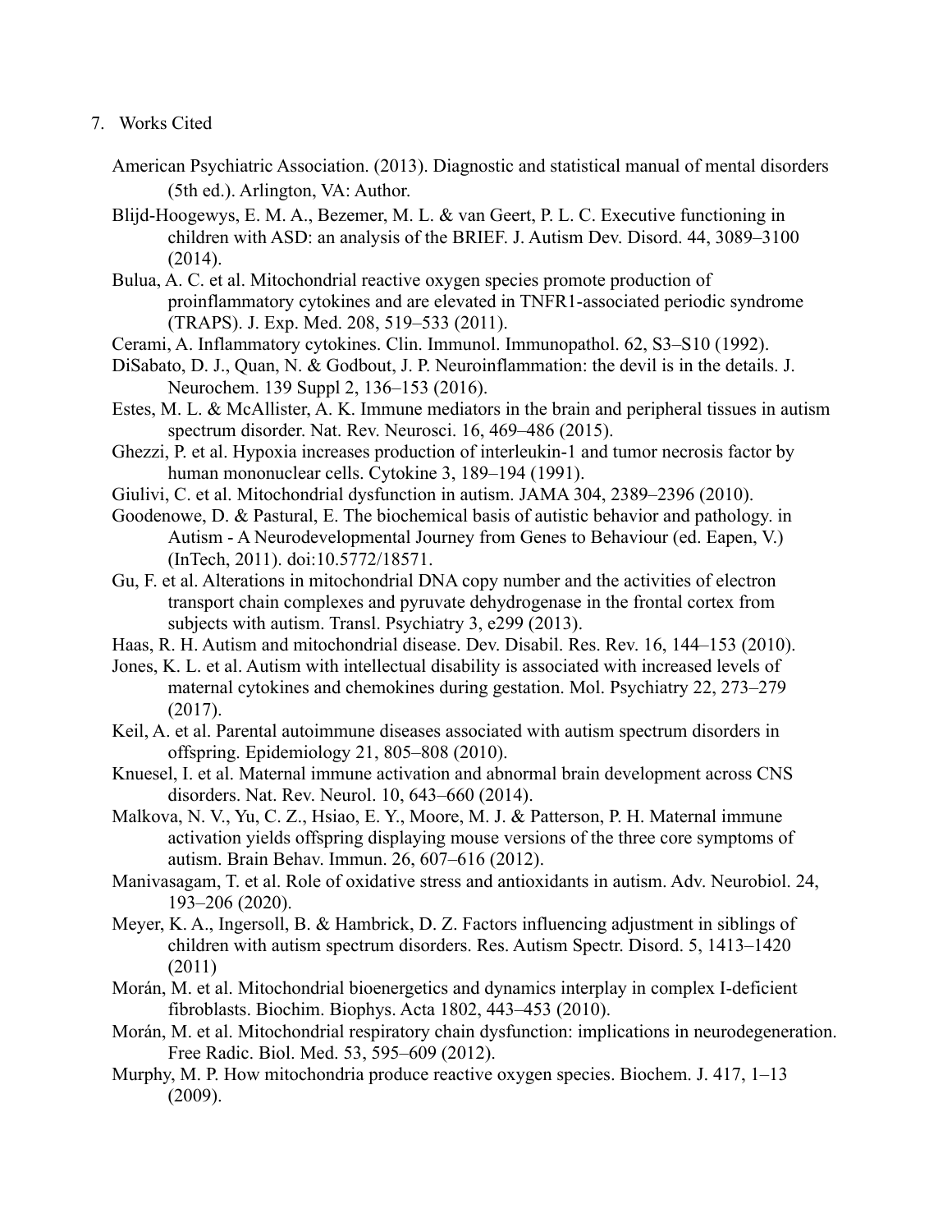## 7. Works Cited

American Psychiatric Association. (2013). Diagnostic and statistical manual of mental disorders (5th ed.). Arlington, VA: Author.

Blijd-Hoogewys, E. M. A., Bezemer, M. L. & van Geert, P. L. C. Executive functioning in children with ASD: an analysis of the BRIEF. J. Autism Dev. Disord. 44, 3089–3100 (2014).

Bulua, A. C. et al. Mitochondrial reactive oxygen species promote production of proinflammatory cytokines and are elevated in TNFR1-associated periodic syndrome (TRAPS). J. Exp. Med. 208, 519–533 (2011).

Cerami, A. Inflammatory cytokines. Clin. Immunol. Immunopathol. 62, S3–S10 (1992).

DiSabato, D. J., Quan, N. & Godbout, J. P. Neuroinflammation: the devil is in the details. J. Neurochem. 139 Suppl 2, 136–153 (2016).

Estes, M. L. & McAllister, A. K. Immune mediators in the brain and peripheral tissues in autism spectrum disorder. Nat. Rev. Neurosci. 16, 469–486 (2015).

Ghezzi, P. et al. Hypoxia increases production of interleukin-1 and tumor necrosis factor by human mononuclear cells. Cytokine 3, 189–194 (1991).

Giulivi, C. et al. Mitochondrial dysfunction in autism. JAMA 304, 2389–2396 (2010).

Goodenowe, D. & Pastural, E. The biochemical basis of autistic behavior and pathology. in Autism - A Neurodevelopmental Journey from Genes to Behaviour (ed. Eapen, V.) (InTech, 2011). doi:10.5772/18571.

Gu, F. et al. Alterations in mitochondrial DNA copy number and the activities of electron transport chain complexes and pyruvate dehydrogenase in the frontal cortex from subjects with autism. Transl. Psychiatry 3, e299 (2013).

Haas, R. H. Autism and mitochondrial disease. Dev. Disabil. Res. Rev. 16, 144–153 (2010).

Jones, K. L. et al. Autism with intellectual disability is associated with increased levels of maternal cytokines and chemokines during gestation. Mol. Psychiatry 22, 273–279 (2017).

Keil, A. et al. Parental autoimmune diseases associated with autism spectrum disorders in offspring. Epidemiology 21, 805–808 (2010).

Knuesel, I. et al. Maternal immune activation and abnormal brain development across CNS disorders. Nat. Rev. Neurol. 10, 643–660 (2014).

Malkova, N. V., Yu, C. Z., Hsiao, E. Y., Moore, M. J. & Patterson, P. H. Maternal immune activation yields offspring displaying mouse versions of the three core symptoms of autism. Brain Behav. Immun. 26, 607–616 (2012).

Manivasagam, T. et al. Role of oxidative stress and antioxidants in autism. Adv. Neurobiol. 24, 193–206 (2020).

Meyer, K. A., Ingersoll, B. & Hambrick, D. Z. Factors influencing adjustment in siblings of children with autism spectrum disorders. Res. Autism Spectr. Disord. 5, 1413–1420 (2011)

Morán, M. et al. Mitochondrial bioenergetics and dynamics interplay in complex I-deficient fibroblasts. Biochim. Biophys. Acta 1802, 443–453 (2010).

Morán, M. et al. Mitochondrial respiratory chain dysfunction: implications in neurodegeneration. Free Radic. Biol. Med. 53, 595–609 (2012).

Murphy, M. P. How mitochondria produce reactive oxygen species. Biochem. J. 417, 1–13 (2009).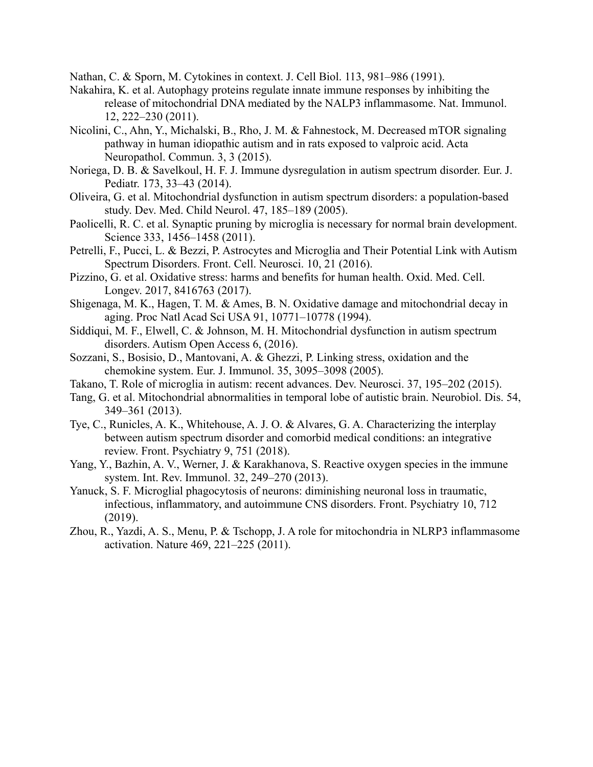Nathan, C. & Sporn, M. Cytokines in context. J. Cell Biol. 113, 981–986 (1991).

Nakahira, K. et al. Autophagy proteins regulate innate immune responses by inhibiting the release of mitochondrial DNA mediated by the NALP3 inflammasome. Nat. Immunol. 12, 222–230 (2011).

Nicolini, C., Ahn, Y., Michalski, B., Rho, J. M. & Fahnestock, M. Decreased mTOR signaling pathway in human idiopathic autism and in rats exposed to valproic acid. Acta Neuropathol. Commun. 3, 3 (2015).

Noriega, D. B. & Savelkoul, H. F. J. Immune dysregulation in autism spectrum disorder. Eur. J. Pediatr. 173, 33–43 (2014).

Oliveira, G. et al. Mitochondrial dysfunction in autism spectrum disorders: a population-based study. Dev. Med. Child Neurol. 47, 185–189 (2005).

Paolicelli, R. C. et al. Synaptic pruning by microglia is necessary for normal brain development. Science 333, 1456–1458 (2011).

Petrelli, F., Pucci, L. & Bezzi, P. Astrocytes and Microglia and Their Potential Link with Autism Spectrum Disorders. Front. Cell. Neurosci. 10, 21 (2016).

Pizzino, G. et al. Oxidative stress: harms and benefits for human health. Oxid. Med. Cell. Longev. 2017, 8416763 (2017).

Shigenaga, M. K., Hagen, T. M. & Ames, B. N. Oxidative damage and mitochondrial decay in aging. Proc Natl Acad Sci USA 91, 10771–10778 (1994).

Siddiqui, M. F., Elwell, C. & Johnson, M. H. Mitochondrial dysfunction in autism spectrum disorders. Autism Open Access 6, (2016).

Sozzani, S., Bosisio, D., Mantovani, A. & Ghezzi, P. Linking stress, oxidation and the chemokine system. Eur. J. Immunol. 35, 3095–3098 (2005).

Takano, T. Role of microglia in autism: recent advances. Dev. Neurosci. 37, 195–202 (2015).

Tang, G. et al. Mitochondrial abnormalities in temporal lobe of autistic brain. Neurobiol. Dis. 54, 349–361 (2013).

Tye, C., Runicles, A. K., Whitehouse, A. J. O. & Alvares, G. A. Characterizing the interplay between autism spectrum disorder and comorbid medical conditions: an integrative review. Front. Psychiatry 9, 751 (2018).

Yang, Y., Bazhin, A. V., Werner, J. & Karakhanova, S. Reactive oxygen species in the immune system. Int. Rev. Immunol. 32, 249–270 (2013).

Yanuck, S. F. Microglial phagocytosis of neurons: diminishing neuronal loss in traumatic, infectious, inflammatory, and autoimmune CNS disorders. Front. Psychiatry 10, 712 (2019).

Zhou, R., Yazdi, A. S., Menu, P. & Tschopp, J. A role for mitochondria in NLRP3 inflammasome activation. Nature 469, 221–225 (2011).